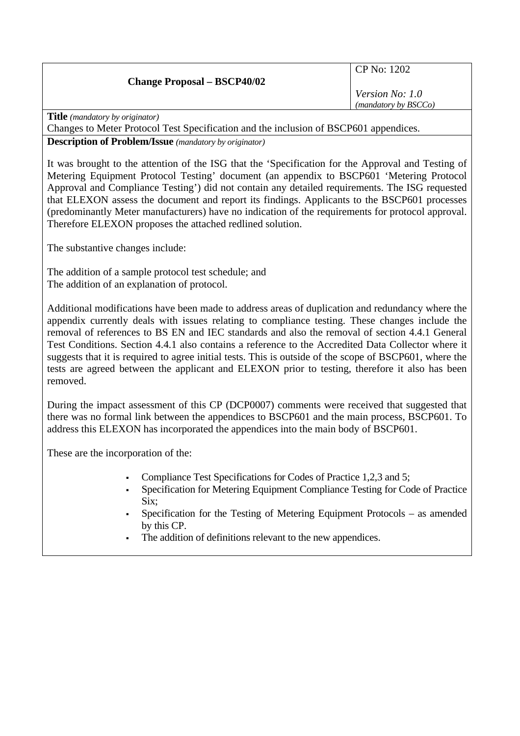| **Change Proposal – BSCP40/02** | CP No: 1202<br><br>*Version No: 1.0*<br>*(mandatory by BSCCo)* |
|---|---|

**Title** *(mandatory by originator)*

Changes to Meter Protocol Test Specification and the inclusion of BSCP601 appendices.

**Description of Problem/Issue** *(mandatory by originator)*

It was brought to the attention of the ISG that the 'Specification for the Approval and Testing of Metering Equipment Protocol Testing' document (an appendix to BSCP601 'Metering Protocol Approval and Compliance Testing') did not contain any detailed requirements. The ISG requested that ELEXON assess the document and report its findings. Applicants to the BSCP601 processes (predominantly Meter manufacturers) have no indication of the requirements for protocol approval. Therefore ELEXON proposes the attached redlined solution.

The substantive changes include:

The addition of a sample protocol test schedule; and
The addition of an explanation of protocol.

Additional modifications have been made to address areas of duplication and redundancy where the appendix currently deals with issues relating to compliance testing. These changes include the removal of references to BS EN and IEC standards and also the removal of section 4.4.1 General Test Conditions. Section 4.4.1 also contains a reference to the Accredited Data Collector where it suggests that it is required to agree initial tests. This is outside of the scope of BSCP601, where the tests are agreed between the applicant and ELEXON prior to testing, therefore it also has been removed.

During the impact assessment of this CP (DCP0007) comments were received that suggested that there was no formal link between the appendices to BSCP601 and the main process, BSCP601. To address this ELEXON has incorporated the appendices into the main body of BSCP601.

These are the incorporation of the:

- Compliance Test Specifications for Codes of Practice 1,2,3 and 5;
- Specification for Metering Equipment Compliance Testing for Code of Practice Six;
- Specification for the Testing of Metering Equipment Protocols – as amended by this CP.
- The addition of definitions relevant to the new appendices.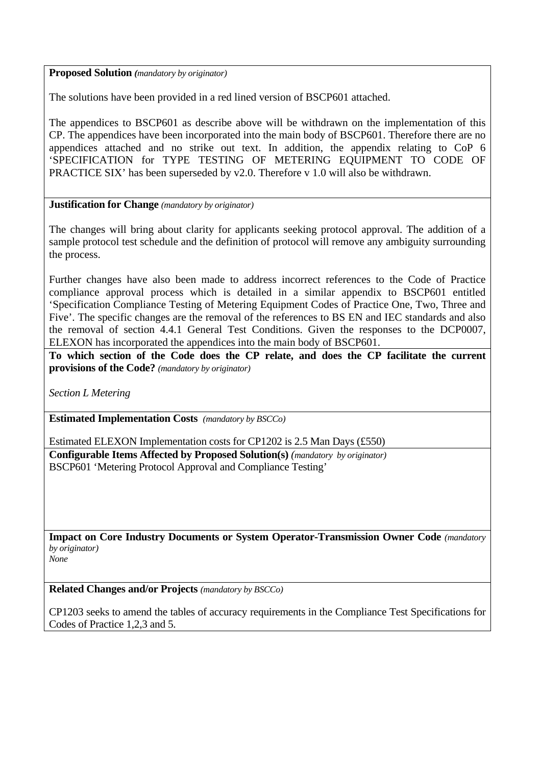**Proposed Solution** *(mandatory by originator)*

The solutions have been provided in a red lined version of BSCP601 attached.

The appendices to BSCP601 as describe above will be withdrawn on the implementation of this CP. The appendices have been incorporated into the main body of BSCP601. Therefore there are no appendices attached and no strike out text. In addition, the appendix relating to CoP 6 'SPECIFICATION for TYPE TESTING OF METERING EQUIPMENT TO CODE OF PRACTICE SIX' has been superseded by v2.0. Therefore v 1.0 will also be withdrawn.

**Justification for Change** *(mandatory by originator)*

The changes will bring about clarity for applicants seeking protocol approval. The addition of a sample protocol test schedule and the definition of protocol will remove any ambiguity surrounding the process.

Further changes have also been made to address incorrect references to the Code of Practice compliance approval process which is detailed in a similar appendix to BSCP601 entitled 'Specification Compliance Testing of Metering Equipment Codes of Practice One, Two, Three and Five'. The specific changes are the removal of the references to BS EN and IEC standards and also the removal of section 4.4.1 General Test Conditions. Given the responses to the DCP0007, ELEXON has incorporated the appendices into the main body of BSCP601.

**To which section of the Code does the CP relate, and does the CP facilitate the current provisions of the Code?** *(mandatory by originator)*

*Section L Metering*

**Estimated Implementation Costs** *(mandatory by BSCCo)*

Estimated ELEXON Implementation costs for CP1202 is 2.5 Man Days (£550)

**Configurable Items Affected by Proposed Solution(s)** *(mandatory by originator)*

BSCP601 'Metering Protocol Approval and Compliance Testing'

**Impact on Core Industry Documents or System Operator-Transmission Owner Code** *(mandatory by originator)*

*None*

**Related Changes and/or Projects** *(mandatory by BSCCo)*

CP1203 seeks to amend the tables of accuracy requirements in the Compliance Test Specifications for Codes of Practice 1,2,3 and 5.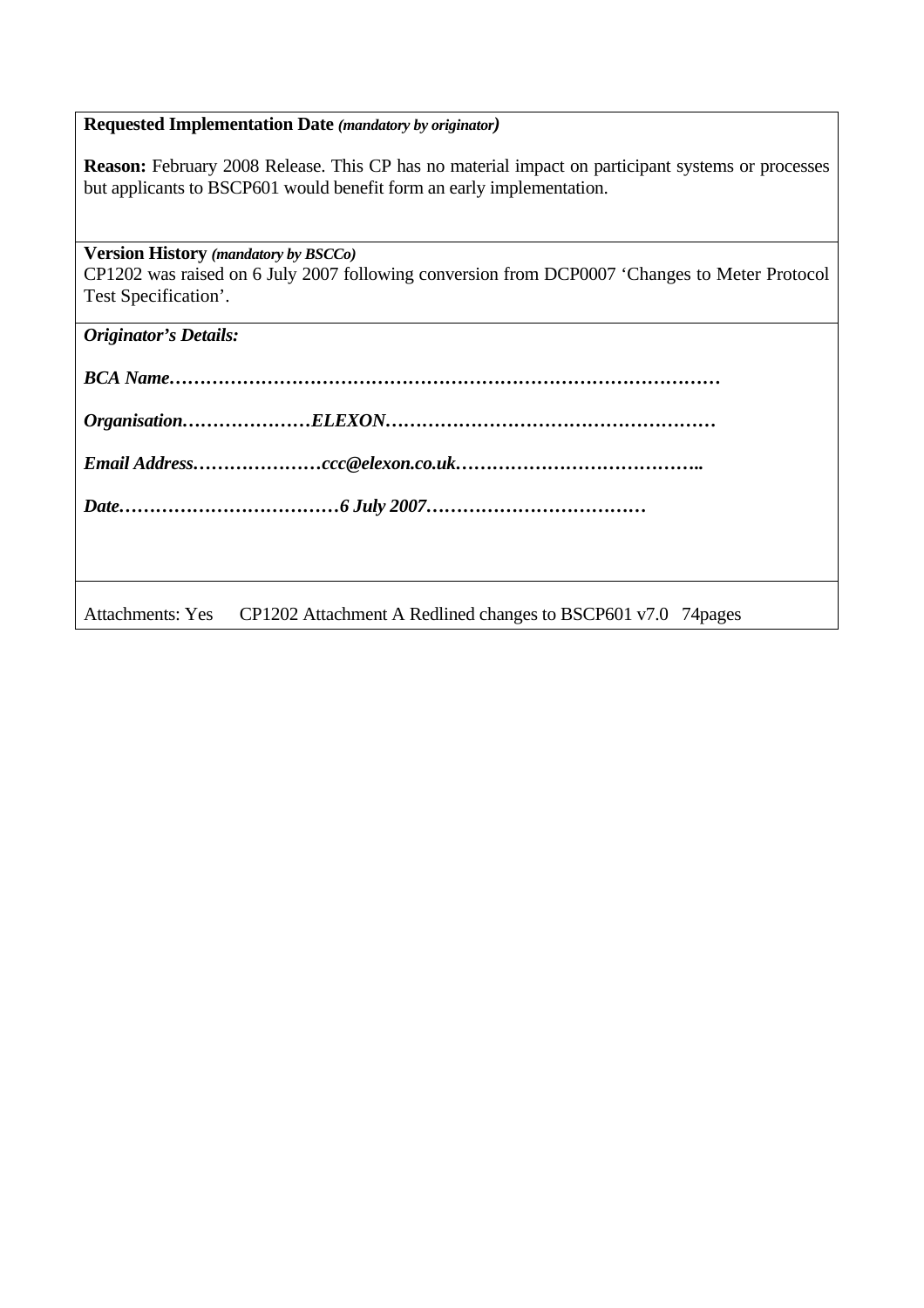**Requested Implementation Date** ***(mandatory by originator)***

**Reason:** February 2008 Release. This CP has no material impact on participant systems or processes but applicants to BSCP601 would benefit form an early implementation.

**Version History** ***(mandatory by BSCCo)***

CP1202 was raised on 6 July 2007 following conversion from DCP0007 'Changes to Meter Protocol Test Specification'.

***Originator's Details:***

***BCA Name……………………………………………………………………………***

***Organisation…………………ELEXON………………………………………………***

***Email Address…………………ccc@elexon.co.uk…………………………………..***

***Date………………………………6 July 2007………………………………***

Attachments: Yes CP1202 Attachment A Redlined changes to BSCP601 v7.0 74pages